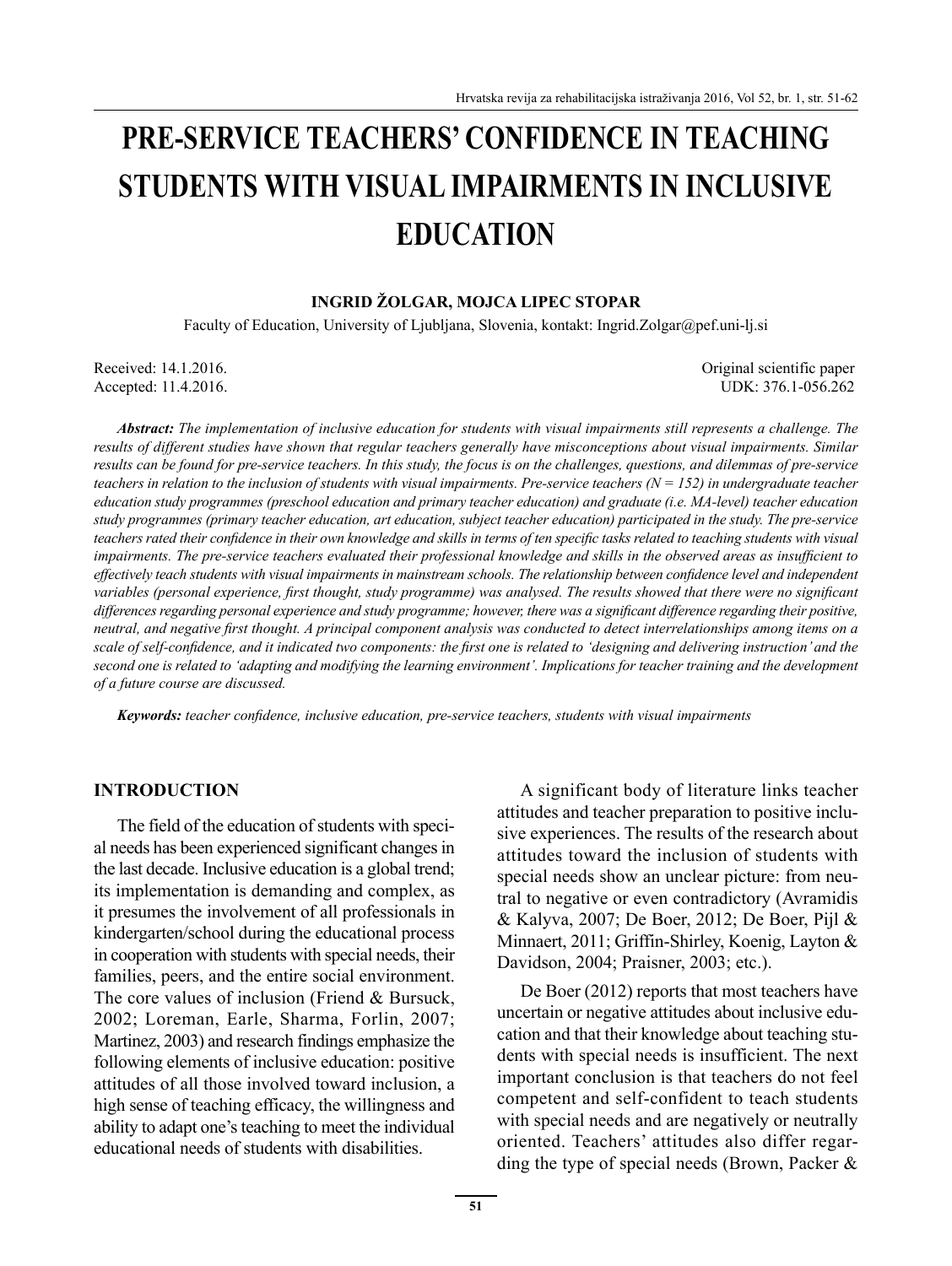# PRE-SERVICE TEACHERS' CONFIDENCE IN TEACHING STUDENTS WITH VISUAL IMPAIRMENTS IN INCLUSIVE EDUCATION

**INGRID ŽOLGAR, MOJCA LIPEC STOPAR**

Faculty of Education, University of Ljubljana, Slovenia, kontakt: Ingrid.Zolgar@pef.uni-lj.si

Received: 14.1.2016.
Accepted: 11.4.2016.

Original scientific paper
UDK: 376.1-056.262

***Abstract:*** *The implementation of inclusive education for students with visual impairments still represents a challenge. The results of different studies have shown that regular teachers generally have misconceptions about visual impairments. Similar results can be found for pre-service teachers. In this study, the focus is on the challenges, questions, and dilemmas of pre-service teachers in relation to the inclusion of students with visual impairments. Pre-service teachers (N = 152) in undergraduate teacher education study programmes (preschool education and primary teacher education) and graduate (i.e. MA-level) teacher education study programmes (primary teacher education, art education, subject teacher education) participated in the study. The pre-service teachers rated their confidence in their own knowledge and skills in terms of ten specific tasks related to teaching students with visual impairments. The pre-service teachers evaluated their professional knowledge and skills in the observed areas as insufficient to effectively teach students with visual impairments in mainstream schools. The relationship between confidence level and independent variables (personal experience, first thought, study programme) was analysed. The results showed that there were no significant differences regarding personal experience and study programme; however, there was a significant difference regarding their positive, neutral, and negative first thought. A principal component analysis was conducted to detect interrelationships among items on a scale of self-confidence, and it indicated two components: the first one is related to 'designing and delivering instruction' and the second one is related to 'adapting and modifying the learning environment'. Implications for teacher training and the development of a future course are discussed.*

***Keywords:*** *teacher confidence, inclusive education, pre-service teachers, students with visual impairments*

## INTRODUCTION

The field of the education of students with special needs has been experienced significant changes in the last decade. Inclusive education is a global trend; its implementation is demanding and complex, as it presumes the involvement of all professionals in kindergarten/school during the educational process in cooperation with students with special needs, their families, peers, and the entire social environment. The core values of inclusion (Friend & Bursuck, 2002; Loreman, Earle, Sharma, Forlin, 2007; Martinez, 2003) and research findings emphasize the following elements of inclusive education: positive attitudes of all those involved toward inclusion, a high sense of teaching efficacy, the willingness and ability to adapt one's teaching to meet the individual educational needs of students with disabilities.

A significant body of literature links teacher attitudes and teacher preparation to positive inclusive experiences. The results of the research about attitudes toward the inclusion of students with special needs show an unclear picture: from neutral to negative or even contradictory (Avramidis & Kalyva, 2007; De Boer, 2012; De Boer, Pijl & Minnaert, 2011; Griffin-Shirley, Koenig, Layton & Davidson, 2004; Praisner, 2003; etc.).

De Boer (2012) reports that most teachers have uncertain or negative attitudes about inclusive education and that their knowledge about teaching students with special needs is insufficient. The next important conclusion is that teachers do not feel competent and self-confident to teach students with special needs and are negatively or neutrally oriented. Teachers' attitudes also differ regarding the type of special needs (Brown, Packer &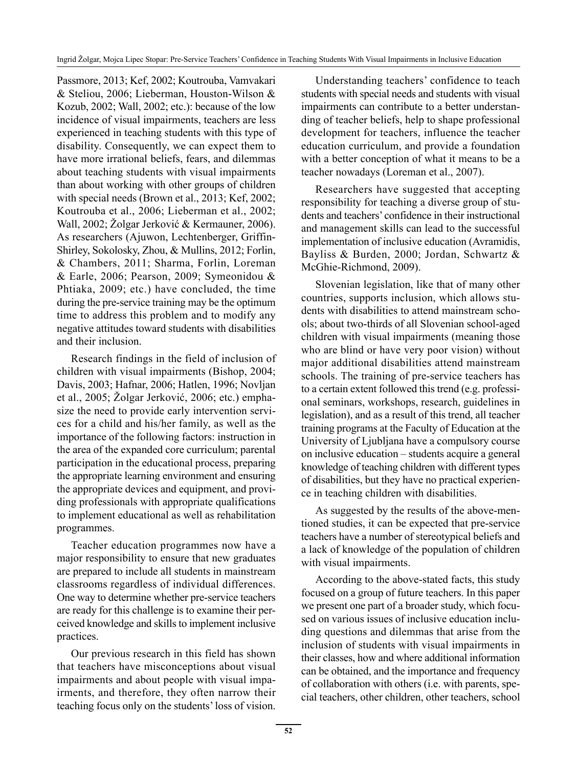Passmore, 2013; Kef, 2002; Koutrouba, Vamvakari & Steliou, 2006; Lieberman, Houston-Wilson & Kozub, 2002; Wall, 2002; etc.): because of the low incidence of visual impairments, teachers are less experienced in teaching students with this type of disability. Consequently, we can expect them to have more irrational beliefs, fears, and dilemmas about teaching students with visual impairments than about working with other groups of children with special needs (Brown et al., 2013; Kef, 2002; Koutrouba et al., 2006; Lieberman et al., 2002; Wall, 2002; Žolgar Jerković & Kermauner, 2006). As researchers (Ajuwon, Lechtenberger, Griffin-Shirley, Sokolosky, Zhou, & Mullins, 2012; Forlin, & Chambers, 2011; Sharma, Forlin, Loreman & Earle, 2006; Pearson, 2009; Symeonidou & Phtiaka, 2009; etc.) have concluded, the time during the pre-service training may be the optimum time to address this problem and to modify any negative attitudes toward students with disabilities and their inclusion.

Research findings in the field of inclusion of children with visual impairments (Bishop, 2004; Davis, 2003; Hafnar, 2006; Hatlen, 1996; Novljan et al., 2005; Žolgar Jerković, 2006; etc.) emphasize the need to provide early intervention services for a child and his/her family, as well as the importance of the following factors: instruction in the area of the expanded core curriculum; parental participation in the educational process, preparing the appropriate learning environment and ensuring the appropriate devices and equipment, and providing professionals with appropriate qualifications to implement educational as well as rehabilitation programmes.

Teacher education programmes now have a major responsibility to ensure that new graduates are prepared to include all students in mainstream classrooms regardless of individual differences. One way to determine whether pre-service teachers are ready for this challenge is to examine their perceived knowledge and skills to implement inclusive practices.

Our previous research in this field has shown that teachers have misconceptions about visual impairments and about people with visual impairments, and therefore, they often narrow their teaching focus only on the students' loss of vision.

Understanding teachers' confidence to teach students with special needs and students with visual impairments can contribute to a better understanding of teacher beliefs, help to shape professional development for teachers, influence the teacher education curriculum, and provide a foundation with a better conception of what it means to be a teacher nowadays (Loreman et al., 2007).

Researchers have suggested that accepting responsibility for teaching a diverse group of students and teachers' confidence in their instructional and management skills can lead to the successful implementation of inclusive education (Avramidis, Bayliss & Burden, 2000; Jordan, Schwartz & McGhie-Richmond, 2009).

Slovenian legislation, like that of many other countries, supports inclusion, which allows students with disabilities to attend mainstream schools; about two-thirds of all Slovenian school-aged children with visual impairments (meaning those who are blind or have very poor vision) without major additional disabilities attend mainstream schools. The training of pre-service teachers has to a certain extent followed this trend (e.g. professional seminars, workshops, research, guidelines in legislation), and as a result of this trend, all teacher training programs at the Faculty of Education at the University of Ljubljana have a compulsory course on inclusive education – students acquire a general knowledge of teaching children with different types of disabilities, but they have no practical experience in teaching children with disabilities.

As suggested by the results of the above-mentioned studies, it can be expected that pre-service teachers have a number of stereotypical beliefs and a lack of knowledge of the population of children with visual impairments.

According to the above-stated facts, this study focused on a group of future teachers. In this paper we present one part of a broader study, which focused on various issues of inclusive education including questions and dilemmas that arise from the inclusion of students with visual impairments in their classes, how and where additional information can be obtained, and the importance and frequency of collaboration with others (i.e. with parents, special teachers, other children, other teachers, school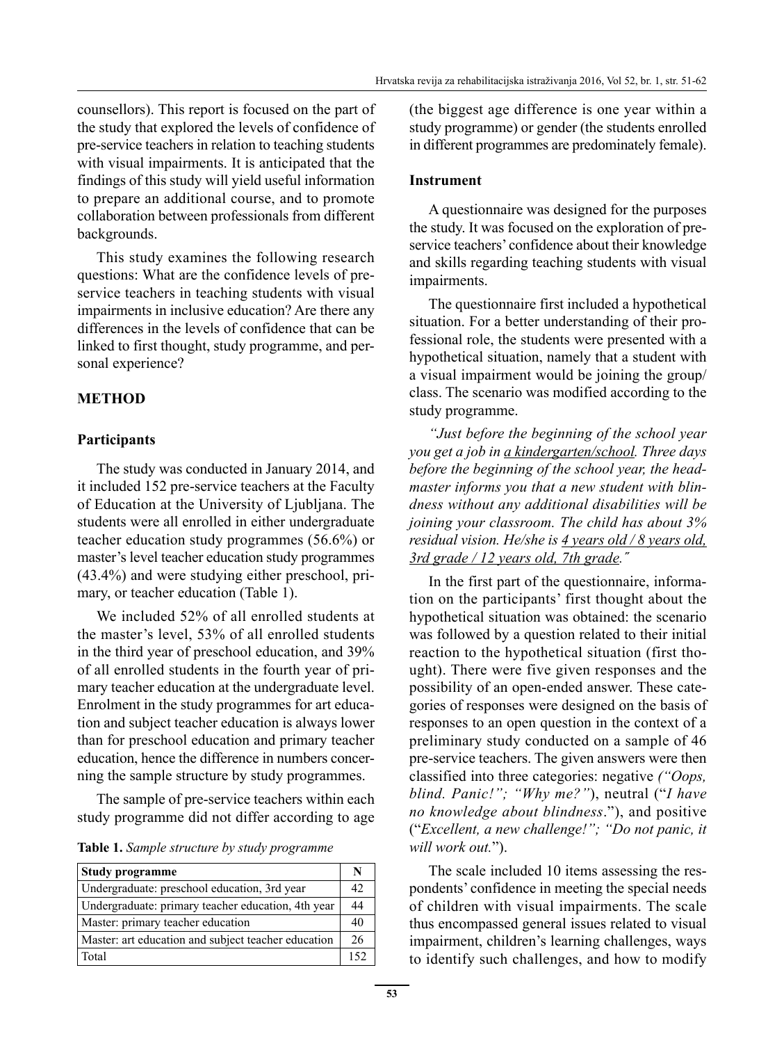counsellors). This report is focused on the part of the study that explored the levels of confidence of pre-service teachers in relation to teaching students with visual impairments. It is anticipated that the findings of this study will yield useful information to prepare an additional course, and to promote collaboration between professionals from different backgrounds.

This study examines the following research questions: What are the confidence levels of pre-service teachers in teaching students with visual impairments in inclusive education? Are there any differences in the levels of confidence that can be linked to first thought, study programme, and personal experience?

## METHOD

### Participants

The study was conducted in January 2014, and it included 152 pre-service teachers at the Faculty of Education at the University of Ljubljana. The students were all enrolled in either undergraduate teacher education study programmes (56.6%) or master's level teacher education study programmes (43.4%) and were studying either preschool, primary, or teacher education (Table 1).

We included 52% of all enrolled students at the master's level, 53% of all enrolled students in the third year of preschool education, and 39% of all enrolled students in the fourth year of primary teacher education at the undergraduate level. Enrolment in the study programmes for art education and subject teacher education is always lower than for preschool education and primary teacher education, hence the difference in numbers concerning the sample structure by study programmes.

The sample of pre-service teachers within each study programme did not differ according to age (the biggest age difference is one year within a study programme) or gender (the students enrolled in different programmes are predominately female).

**Table 1.** *Sample structure by study programme*

| Study programme | N |
|---|---|
| Undergraduate: preschool education, 3rd year | 42 |
| Undergraduate: primary teacher education, 4th year | 44 |
| Master: primary teacher education | 40 |
| Master: art education and subject teacher education | 26 |
| Total | 152 |

### Instrument

A questionnaire was designed for the purposes the study. It was focused on the exploration of pre-service teachers' confidence about their knowledge and skills regarding teaching students with visual impairments.

The questionnaire first included a hypothetical situation. For a better understanding of their professional role, the students were presented with a hypothetical situation, namely that a student with a visual impairment would be joining the group/class. The scenario was modified according to the study programme.

*"Just before the beginning of the school year you get a job in <u>a kindergarten/school</u>. Three days before the beginning of the school year, the headmaster informs you that a new student with blindness without any additional disabilities will be joining your classroom. The child has about 3% residual vision. He/she is <u>4 years old / 8 years old, 3rd grade / 12 years old, 7th grade</u>."*

In the first part of the questionnaire, information on the participants' first thought about the hypothetical situation was obtained: the scenario was followed by a question related to their initial reaction to the hypothetical situation (first thought). There were five given responses and the possibility of an open-ended answer. These categories of responses were designed on the basis of responses to an open question in the context of a preliminary study conducted on a sample of 46 pre-service teachers. The given answers were then classified into three categories: negative *("Oops, blind. Panic!"; "Why me?")*, neutral ("*I have no knowledge about blindness*."), and positive ("*Excellent, a new challenge!"; "Do not panic, it will work out.*").

The scale included 10 items assessing the respondents' confidence in meeting the special needs of children with visual impairments. The scale thus encompassed general issues related to visual impairment, children's learning challenges, ways to identify such challenges, and how to modify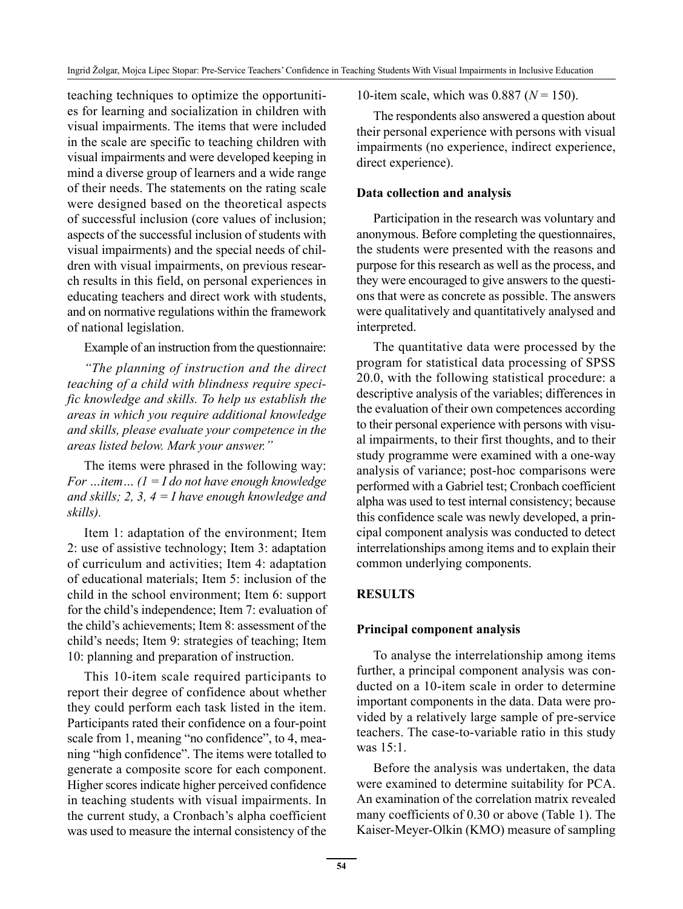teaching techniques to optimize the opportunities for learning and socialization in children with visual impairments. The items that were included in the scale are specific to teaching children with visual impairments and were developed keeping in mind a diverse group of learners and a wide range of their needs. The statements on the rating scale were designed based on the theoretical aspects of successful inclusion (core values of inclusion; aspects of the successful inclusion of students with visual impairments) and the special needs of children with visual impairments, on previous research results in this field, on personal experiences in educating teachers and direct work with students, and on normative regulations within the framework of national legislation.

Example of an instruction from the questionnaire:

*"The planning of instruction and the direct teaching of a child with blindness require specific knowledge and skills. To help us establish the areas in which you require additional knowledge and skills, please evaluate your competence in the areas listed below. Mark your answer."*

The items were phrased in the following way: *For …item… (1 = I do not have enough knowledge and skills; 2, 3, 4 = I have enough knowledge and skills).*

Item 1: adaptation of the environment; Item 2: use of assistive technology; Item 3: adaptation of curriculum and activities; Item 4: adaptation of educational materials; Item 5: inclusion of the child in the school environment; Item 6: support for the child's independence; Item 7: evaluation of the child's achievements; Item 8: assessment of the child's needs; Item 9: strategies of teaching; Item 10: planning and preparation of instruction.

This 10-item scale required participants to report their degree of confidence about whether they could perform each task listed in the item. Participants rated their confidence on a four-point scale from 1, meaning "no confidence", to 4, meaning "high confidence". The items were totalled to generate a composite score for each component. Higher scores indicate higher perceived confidence in teaching students with visual impairments. In the current study, a Cronbach's alpha coefficient was used to measure the internal consistency of the 10-item scale, which was 0.887 ($N = 150$).

The respondents also answered a question about their personal experience with persons with visual impairments (no experience, indirect experience, direct experience).

### Data collection and analysis

Participation in the research was voluntary and anonymous. Before completing the questionnaires, the students were presented with the reasons and purpose for this research as well as the process, and they were encouraged to give answers to the questions that were as concrete as possible. The answers were qualitatively and quantitatively analysed and interpreted.

The quantitative data were processed by the program for statistical data processing of SPSS 20.0, with the following statistical procedure: a descriptive analysis of the variables; differences in the evaluation of their own competences according to their personal experience with persons with visual impairments, to their first thoughts, and to their study programme were examined with a one-way analysis of variance; post-hoc comparisons were performed with a Gabriel test; Cronbach coefficient alpha was used to test internal consistency; because this confidence scale was newly developed, a principal component analysis was conducted to detect interrelationships among items and to explain their common underlying components.

## RESULTS

### Principal component analysis

To analyse the interrelationship among items further, a principal component analysis was conducted on a 10-item scale in order to determine important components in the data. Data were provided by a relatively large sample of pre-service teachers. The case-to-variable ratio in this study was 15:1.

Before the analysis was undertaken, the data were examined to determine suitability for PCA. An examination of the correlation matrix revealed many coefficients of 0.30 or above (Table 1). The Kaiser-Meyer-Olkin (KMO) measure of sampling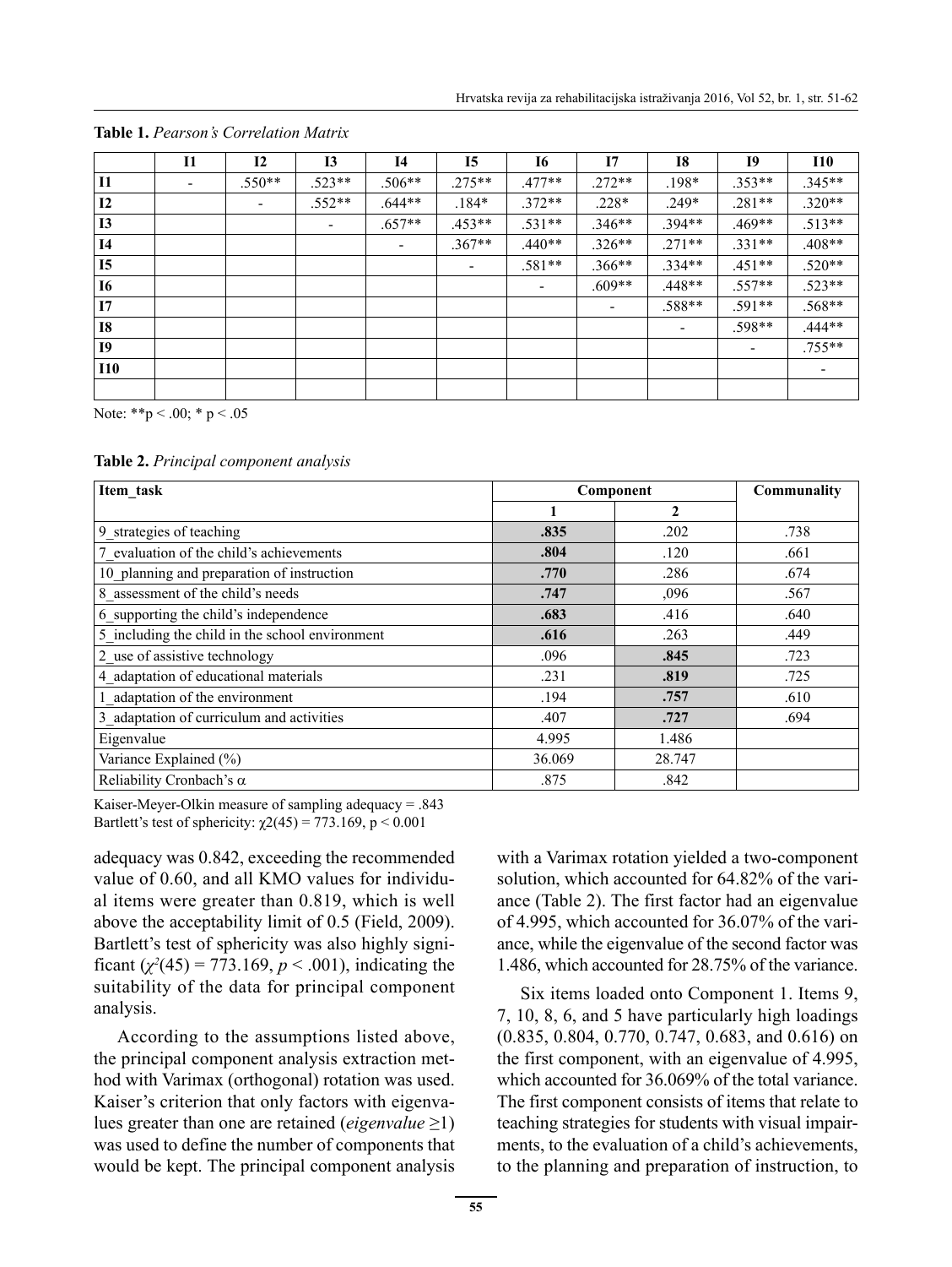**Table 1.** *Pearson's Correlation Matrix*

| | I1 | I2 | I3 | I4 | I5 | I6 | I7 | I8 | I9 | I10 |
|---|---|---|---|---|---|---|---|---|---|---|
| I1 | - | .550** | .523** | .506** | .275** | .477** | .272** | .198* | .353** | .345** |
| I2 | | - | .552** | .644** | .184* | .372** | .228* | .249* | .281** | .320** |
| I3 | | | - | .657** | .453** | .531** | .346** | .394** | .469** | .513** |
| I4 | | | | - | .367** | .440** | .326** | .271** | .331** | .408** |
| I5 | | | | | - | .581** | .366** | .334** | .451** | .520** |
| I6 | | | | | | - | .609** | .448** | .557** | .523** |
| I7 | | | | | | | - | .588** | .591** | .568** |
| I8 | | | | | | | | - | .598** | .444** |
| I9 | | | | | | | | | - | .755** |
| I10 | | | | | | | | | | - |
| | | | | | | | | | | |

Note: **p < .00; * p < .05

**Table 2.** *Principal component analysis*

| Item_task | Component | | Communality |
|---|---|---|---|
| | 1 | 2 | |
| 9_strategies of teaching | **.835** | .202 | .738 |
| 7_evaluation of the child's achievements | **.804** | .120 | .661 |
| 10_planning and preparation of instruction | **.770** | .286 | .674 |
| 8_assessment of the child's needs | **.747** | ,096 | .567 |
| 6_supporting the child's independence | **.683** | .416 | .640 |
| 5_including the child in the school environment | **.616** | .263 | .449 |
| 2_use of assistive technology | .096 | **.845** | .723 |
| 4_adaptation of educational materials | .231 | **.819** | .725 |
| 1_adaptation of the environment | .194 | **.757** | .610 |
| 3_adaptation of curriculum and activities | .407 | **.727** | .694 |
| Eigenvalue | 4.995 | 1.486 | |
| Variance Explained (%) | 36.069 | 28.747 | |
| Reliability Cronbach's α | .875 | .842 | |

Kaiser-Meyer-Olkin measure of sampling adequacy = .843
Bartlett's test of sphericity: $\chi 2(45) = 773.169$, $p < 0.001$

adequacy was 0.842, exceeding the recommended value of 0.60, and all KMO values for individual items were greater than 0.819, which is well above the acceptability limit of 0.5 (Field, 2009). Bartlett's test of sphericity was also highly significant ($\chi^2(45) = 773.169$, $p < .001$), indicating the suitability of the data for principal component analysis.

According to the assumptions listed above, the principal component analysis extraction method with Varimax (orthogonal) rotation was used. Kaiser's criterion that only factors with eigenvalues greater than one are retained (*eigenvalue* ≥1) was used to define the number of components that would be kept. The principal component analysis with a Varimax rotation yielded a two-component solution, which accounted for 64.82% of the variance (Table 2). The first factor had an eigenvalue of 4.995, which accounted for 36.07% of the variance, while the eigenvalue of the second factor was 1.486, which accounted for 28.75% of the variance.

Six items loaded onto Component 1. Items 9, 7, 10, 8, 6, and 5 have particularly high loadings (0.835, 0.804, 0.770, 0.747, 0.683, and 0.616) on the first component, with an eigenvalue of 4.995, which accounted for 36.069% of the total variance. The first component consists of items that relate to teaching strategies for students with visual impairments, to the evaluation of a child's achievements, to the planning and preparation of instruction, to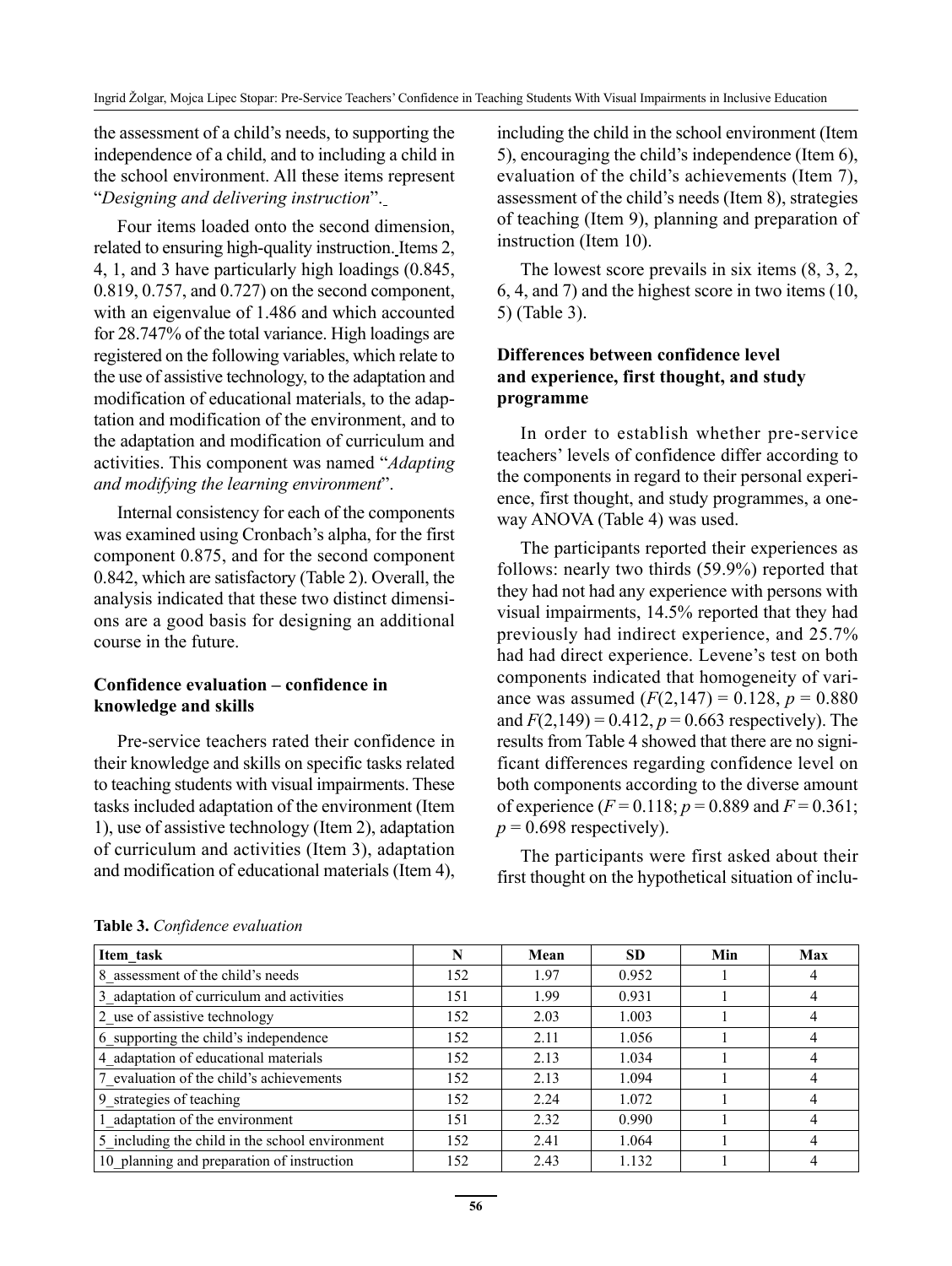the assessment of a child's needs, to supporting the independence of a child, and to including a child in the school environment. All these items represent "*Designing and delivering instruction*".

Four items loaded onto the second dimension, related to ensuring high-quality instruction. Items 2, 4, 1, and 3 have particularly high loadings (0.845, 0.819, 0.757, and 0.727) on the second component, with an eigenvalue of 1.486 and which accounted for 28.747% of the total variance. High loadings are registered on the following variables, which relate to the use of assistive technology, to the adaptation and modification of educational materials, to the adaptation and modification of the environment, and to the adaptation and modification of curriculum and activities. This component was named "*Adapting and modifying the learning environment*".

Internal consistency for each of the components was examined using Cronbach's alpha, for the first component 0.875, and for the second component 0.842, which are satisfactory (Table 2). Overall, the analysis indicated that these two distinct dimensions are a good basis for designing an additional course in the future.

### Confidence evaluation – confidence in knowledge and skills

Pre-service teachers rated their confidence in their knowledge and skills on specific tasks related to teaching students with visual impairments. These tasks included adaptation of the environment (Item 1), use of assistive technology (Item 2), adaptation of curriculum and activities (Item 3), adaptation and modification of educational materials (Item 4), including the child in the school environment (Item 5), encouraging the child's independence (Item 6), evaluation of the child's achievements (Item 7), assessment of the child's needs (Item 8), strategies of teaching (Item 9), planning and preparation of instruction (Item 10).

The lowest score prevails in six items (8, 3, 2, 6, 4, and 7) and the highest score in two items (10, 5) (Table 3).

### Differences between confidence level and experience, first thought, and study programme

In order to establish whether pre-service teachers' levels of confidence differ according to the components in regard to their personal experience, first thought, and study programmes, a one-way ANOVA (Table 4) was used.

The participants reported their experiences as follows: nearly two thirds (59.9%) reported that they had not had any experience with persons with visual impairments, 14.5% reported that they had previously had indirect experience, and 25.7% had had direct experience. Levene's test on both components indicated that homogeneity of variance was assumed ($F(2,147) = 0.128$, $p = 0.880$ and $F(2,149) = 0.412$, $p = 0.663$ respectively). The results from Table 4 showed that there are no significant differences regarding confidence level on both components according to the diverse amount of experience ($F = 0.118$; $p = 0.889$ and $F = 0.361$; $p = 0.698$ respectively).

The participants were first asked about their first thought on the hypothetical situation of inclu-

**Table 3.** *Confidence evaluation*

| Item_task | N | Mean | SD | Min | Max |
|---|---|---|---|---|---|
| 8_assessment of the child's needs | 152 | 1.97 | 0.952 | 1 | 4 |
| 3_adaptation of curriculum and activities | 151 | 1.99 | 0.931 | 1 | 4 |
| 2_use of assistive technology | 152 | 2.03 | 1.003 | 1 | 4 |
| 6_supporting the child's independence | 152 | 2.11 | 1.056 | 1 | 4 |
| 4_adaptation of educational materials | 152 | 2.13 | 1.034 | 1 | 4 |
| 7_evaluation of the child's achievements | 152 | 2.13 | 1.094 | 1 | 4 |
| 9_strategies of teaching | 152 | 2.24 | 1.072 | 1 | 4 |
| 1_adaptation of the environment | 151 | 2.32 | 0.990 | 1 | 4 |
| 5_including the child in the school environment | 152 | 2.41 | 1.064 | 1 | 4 |
| 10_planning and preparation of instruction | 152 | 2.43 | 1.132 | 1 | 4 |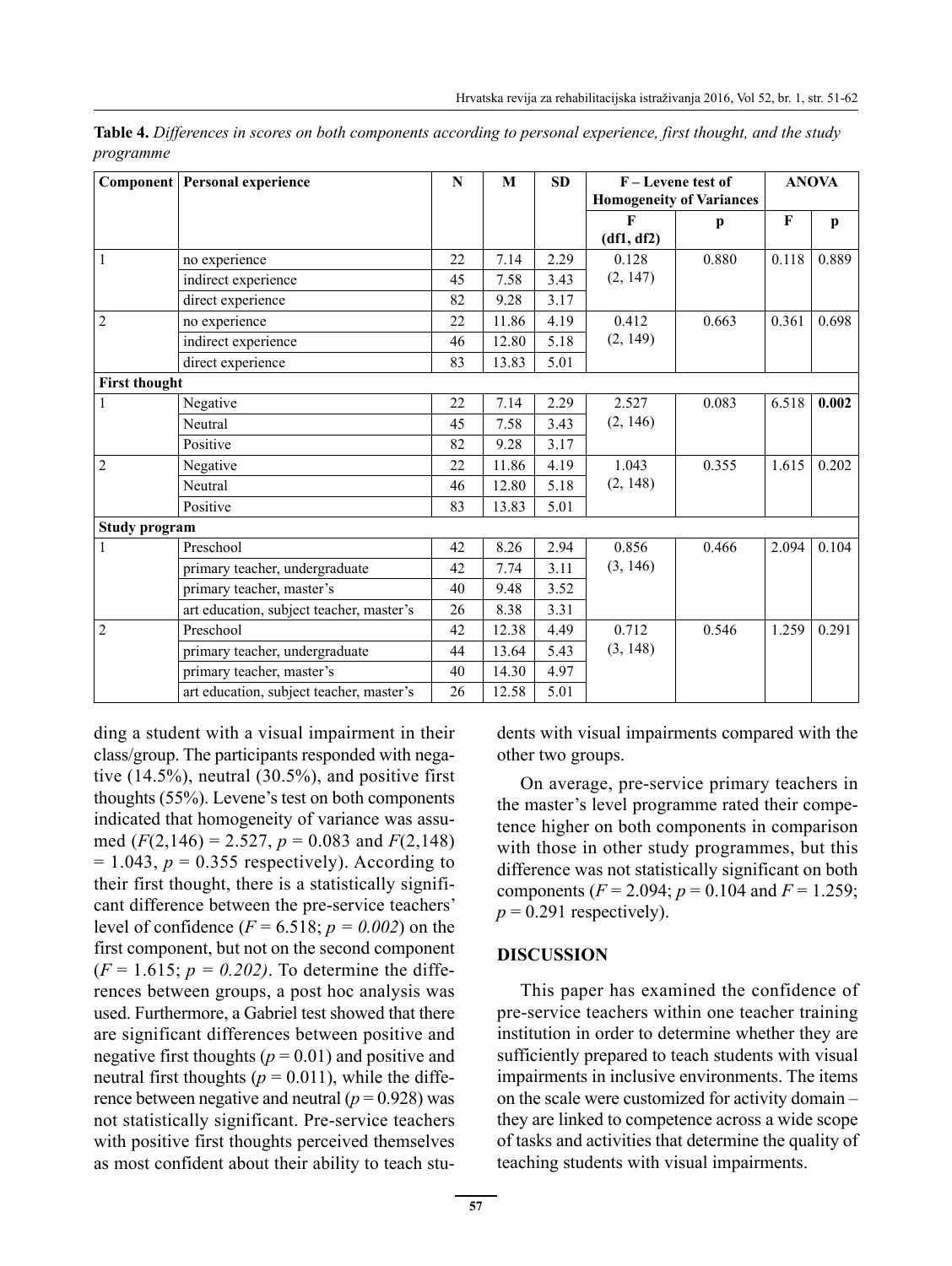**Table 4.** *Differences in scores on both components according to personal experience, first thought, and the study programme*

| Component | Personal experience | N | M | SD | F – Levene test of Homogeneity of Variances | | ANOVA | |
|---|---|---|---|---|---|---|---|---|
| | | | | | F (df1, df2) | p | F | p |
| 1 | no experience | 22 | 7.14 | 2.29 | 0.128 (2, 147) | 0.880 | 0.118 | 0.889 |
| | indirect experience | 45 | 7.58 | 3.43 | | | | |
| | direct experience | 82 | 9.28 | 3.17 | | | | |
| 2 | no experience | 22 | 11.86 | 4.19 | 0.412 (2, 149) | 0.663 | 0.361 | 0.698 |
| | indirect experience | 46 | 12.80 | 5.18 | | | | |
| | direct experience | 83 | 13.83 | 5.01 | | | | |
| **First thought** | | | | | | | | |
| 1 | Negative | 22 | 7.14 | 2.29 | 2.527 (2, 146) | 0.083 | 6.518 | **0.002** |
| | Neutral | 45 | 7.58 | 3.43 | | | | |
| | Positive | 82 | 9.28 | 3.17 | | | | |
| 2 | Negative | 22 | 11.86 | 4.19 | 1.043 (2, 148) | 0.355 | 1.615 | 0.202 |
| | Neutral | 46 | 12.80 | 5.18 | | | | |
| | Positive | 83 | 13.83 | 5.01 | | | | |
| **Study program** | | | | | | | | |
| 1 | Preschool | 42 | 8.26 | 2.94 | 0.856 (3, 146) | 0.466 | 2.094 | 0.104 |
| | primary teacher, undergraduate | 42 | 7.74 | 3.11 | | | | |
| | primary teacher, master's | 40 | 9.48 | 3.52 | | | | |
| | art education, subject teacher, master's | 26 | 8.38 | 3.31 | | | | |
| 2 | Preschool | 42 | 12.38 | 4.49 | 0.712 (3, 148) | 0.546 | 1.259 | 0.291 |
| | primary teacher, undergraduate | 44 | 13.64 | 5.43 | | | | |
| | primary teacher, master's | 40 | 14.30 | 4.97 | | | | |
| | art education, subject teacher, master's | 26 | 12.58 | 5.01 | | | | |

ding a student with a visual impairment in their class/group. The participants responded with negative (14.5%), neutral (30.5%), and positive first thoughts (55%). Levene's test on both components indicated that homogeneity of variance was assumed ($F(2,146) = 2.527$, $p = 0.083$ and $F(2,148) = 1.043$, $p = 0.355$ respectively). According to their first thought, there is a statistically significant difference between the pre-service teachers' level of confidence ($F = 6.518$; $p = 0.002$) on the first component, but not on the second component ($F = 1.615$; $p = 0.202$). To determine the differences between groups, a post hoc analysis was used. Furthermore, a Gabriel test showed that there are significant differences between positive and negative first thoughts ($p = 0.01$) and positive and neutral first thoughts ($p = 0.011$), while the difference between negative and neutral ($p = 0.928$) was not statistically significant. Pre-service teachers with positive first thoughts perceived themselves as most confident about their ability to teach students with visual impairments compared with the other two groups.

On average, pre-service primary teachers in the master's level programme rated their competence higher on both components in comparison with those in other study programmes, but this difference was not statistically significant on both components ($F = 2.094$; $p = 0.104$ and $F = 1.259$; $p = 0.291$ respectively).

## DISCUSSION

This paper has examined the confidence of pre-service teachers within one teacher training institution in order to determine whether they are sufficiently prepared to teach students with visual impairments in inclusive environments. The items on the scale were customized for activity domain – they are linked to competence across a wide scope of tasks and activities that determine the quality of teaching students with visual impairments.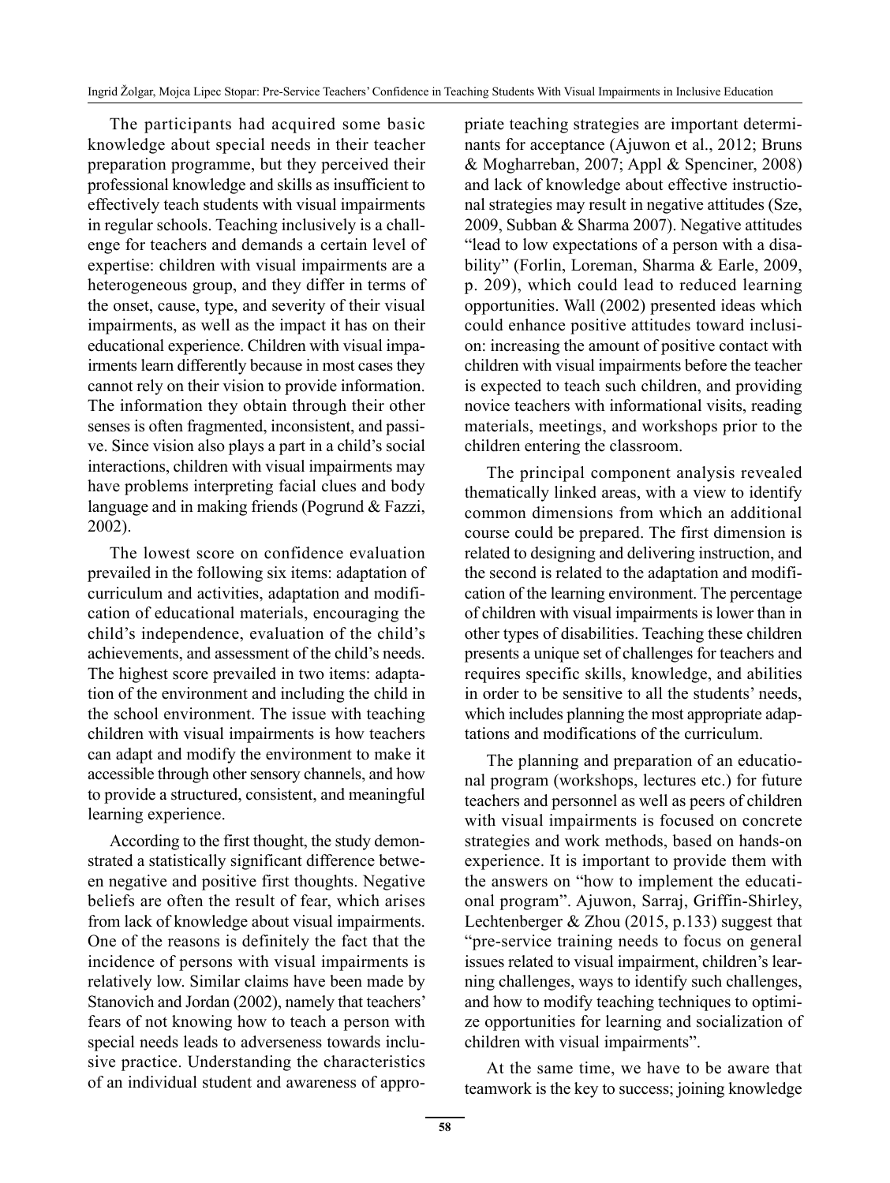The participants had acquired some basic knowledge about special needs in their teacher preparation programme, but they perceived their professional knowledge and skills as insufficient to effectively teach students with visual impairments in regular schools. Teaching inclusively is a challenge for teachers and demands a certain level of expertise: children with visual impairments are a heterogeneous group, and they differ in terms of the onset, cause, type, and severity of their visual impairments, as well as the impact it has on their educational experience. Children with visual impairments learn differently because in most cases they cannot rely on their vision to provide information. The information they obtain through their other senses is often fragmented, inconsistent, and passive. Since vision also plays a part in a child's social interactions, children with visual impairments may have problems interpreting facial clues and body language and in making friends (Pogrund & Fazzi, 2002).

The lowest score on confidence evaluation prevailed in the following six items: adaptation of curriculum and activities, adaptation and modification of educational materials, encouraging the child's independence, evaluation of the child's achievements, and assessment of the child's needs. The highest score prevailed in two items: adaptation of the environment and including the child in the school environment. The issue with teaching children with visual impairments is how teachers can adapt and modify the environment to make it accessible through other sensory channels, and how to provide a structured, consistent, and meaningful learning experience.

According to the first thought, the study demonstrated a statistically significant difference between negative and positive first thoughts. Negative beliefs are often the result of fear, which arises from lack of knowledge about visual impairments. One of the reasons is definitely the fact that the incidence of persons with visual impairments is relatively low. Similar claims have been made by Stanovich and Jordan (2002), namely that teachers' fears of not knowing how to teach a person with special needs leads to adverseness towards inclusive practice. Understanding the characteristics of an individual student and awareness of appropriate teaching strategies are important determinants for acceptance (Ajuwon et al., 2012; Bruns & Mogharreban, 2007; Appl & Spenciner, 2008) and lack of knowledge about effective instructional strategies may result in negative attitudes (Sze, 2009, Subban & Sharma 2007). Negative attitudes "lead to low expectations of a person with a disability" (Forlin, Loreman, Sharma & Earle, 2009, p. 209), which could lead to reduced learning opportunities. Wall (2002) presented ideas which could enhance positive attitudes toward inclusion: increasing the amount of positive contact with children with visual impairments before the teacher is expected to teach such children, and providing novice teachers with informational visits, reading materials, meetings, and workshops prior to the children entering the classroom.

The principal component analysis revealed thematically linked areas, with a view to identify common dimensions from which an additional course could be prepared. The first dimension is related to designing and delivering instruction, and the second is related to the adaptation and modification of the learning environment. The percentage of children with visual impairments is lower than in other types of disabilities. Teaching these children presents a unique set of challenges for teachers and requires specific skills, knowledge, and abilities in order to be sensitive to all the students' needs, which includes planning the most appropriate adaptations and modifications of the curriculum.

The planning and preparation of an educational program (workshops, lectures etc.) for future teachers and personnel as well as peers of children with visual impairments is focused on concrete strategies and work methods, based on hands-on experience. It is important to provide them with the answers on "how to implement the educational program". Ajuwon, Sarraj, Griffin-Shirley, Lechtenberger & Zhou (2015, p.133) suggest that "pre-service training needs to focus on general issues related to visual impairment, children's learning challenges, ways to identify such challenges, and how to modify teaching techniques to optimize opportunities for learning and socialization of children with visual impairments".

At the same time, we have to be aware that teamwork is the key to success; joining knowledge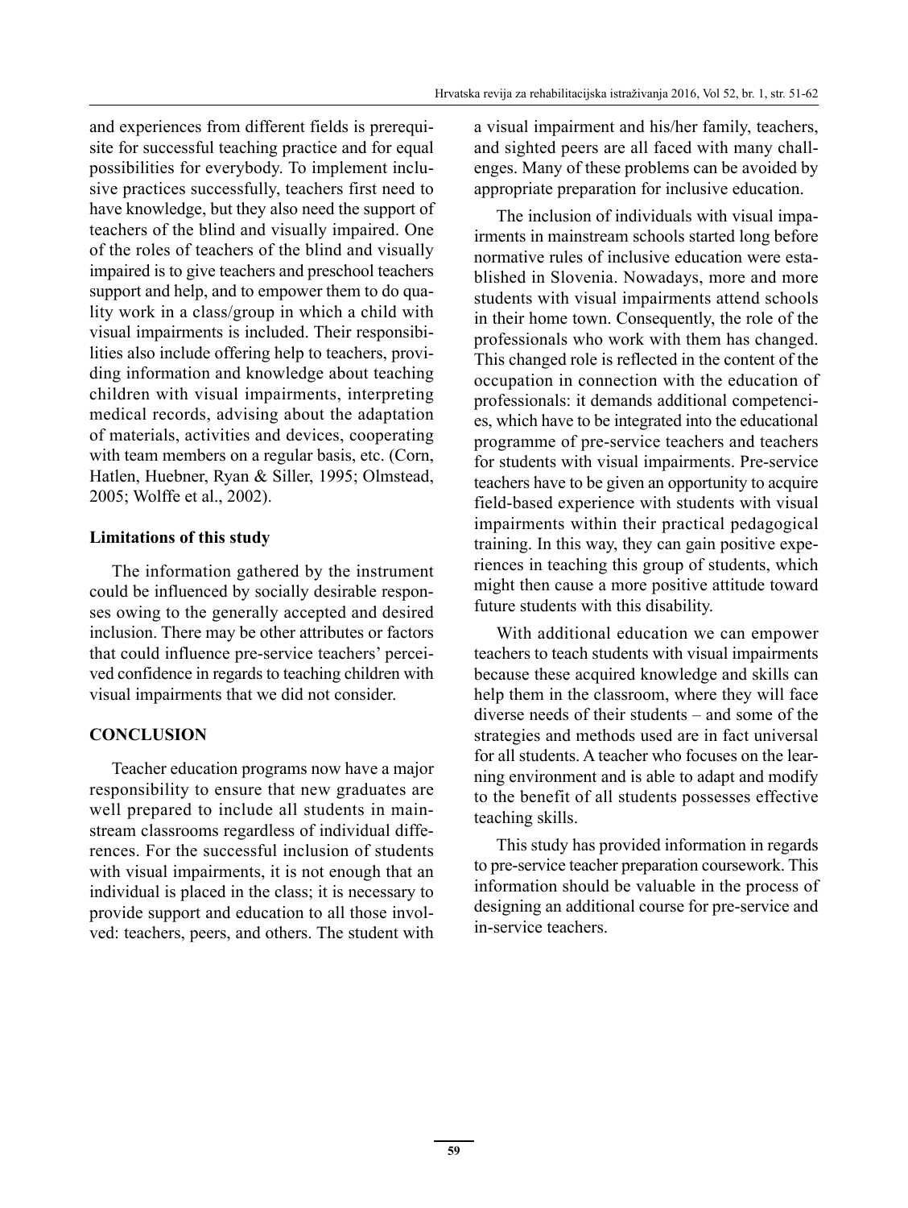and experiences from different fields is prerequisite for successful teaching practice and for equal possibilities for everybody. To implement inclusive practices successfully, teachers first need to have knowledge, but they also need the support of teachers of the blind and visually impaired. One of the roles of teachers of the blind and visually impaired is to give teachers and preschool teachers support and help, and to empower them to do quality work in a class/group in which a child with visual impairments is included. Their responsibilities also include offering help to teachers, providing information and knowledge about teaching children with visual impairments, interpreting medical records, advising about the adaptation of materials, activities and devices, cooperating with team members on a regular basis, etc. (Corn, Hatlen, Huebner, Ryan & Siller, 1995; Olmstead, 2005; Wolffe et al., 2002).

### Limitations of this study

The information gathered by the instrument could be influenced by socially desirable responses owing to the generally accepted and desired inclusion. There may be other attributes or factors that could influence pre-service teachers' perceived confidence in regards to teaching children with visual impairments that we did not consider.

## CONCLUSION

Teacher education programs now have a major responsibility to ensure that new graduates are well prepared to include all students in mainstream classrooms regardless of individual differences. For the successful inclusion of students with visual impairments, it is not enough that an individual is placed in the class; it is necessary to provide support and education to all those involved: teachers, peers, and others. The student with a visual impairment and his/her family, teachers, and sighted peers are all faced with many challenges. Many of these problems can be avoided by appropriate preparation for inclusive education.

The inclusion of individuals with visual impairments in mainstream schools started long before normative rules of inclusive education were established in Slovenia. Nowadays, more and more students with visual impairments attend schools in their home town. Consequently, the role of the professionals who work with them has changed. This changed role is reflected in the content of the occupation in connection with the education of professionals: it demands additional competencies, which have to be integrated into the educational programme of pre-service teachers and teachers for students with visual impairments. Pre-service teachers have to be given an opportunity to acquire field-based experience with students with visual impairments within their practical pedagogical training. In this way, they can gain positive experiences in teaching this group of students, which might then cause a more positive attitude toward future students with this disability.

With additional education we can empower teachers to teach students with visual impairments because these acquired knowledge and skills can help them in the classroom, where they will face diverse needs of their students – and some of the strategies and methods used are in fact universal for all students. A teacher who focuses on the learning environment and is able to adapt and modify to the benefit of all students possesses effective teaching skills.

This study has provided information in regards to pre-service teacher preparation coursework. This information should be valuable in the process of designing an additional course for pre-service and in-service teachers.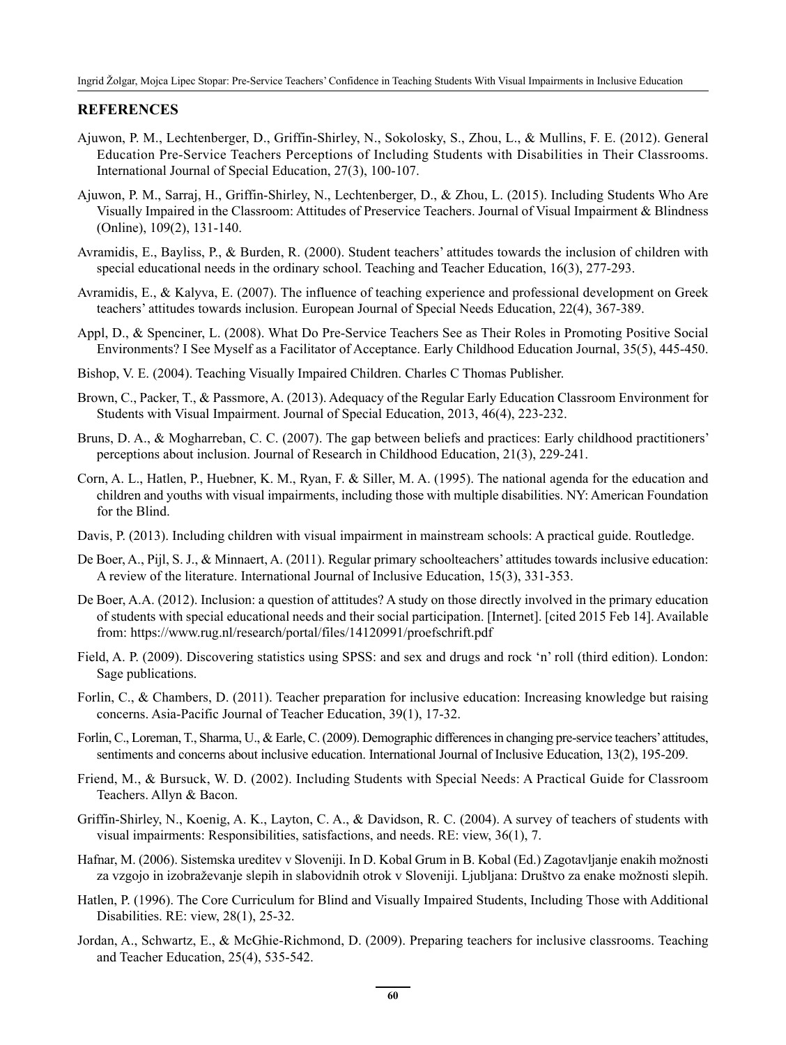## REFERENCES

Ajuwon, P. M., Lechtenberger, D., Griffin-Shirley, N., Sokolosky, S., Zhou, L., & Mullins, F. E. (2012). General Education Pre-Service Teachers Perceptions of Including Students with Disabilities in Their Classrooms. International Journal of Special Education, 27(3), 100-107.

Ajuwon, P. M., Sarraj, H., Griffin-Shirley, N., Lechtenberger, D., & Zhou, L. (2015). Including Students Who Are Visually Impaired in the Classroom: Attitudes of Preservice Teachers. Journal of Visual Impairment & Blindness (Online), 109(2), 131-140.

Avramidis, E., Bayliss, P., & Burden, R. (2000). Student teachers' attitudes towards the inclusion of children with special educational needs in the ordinary school. Teaching and Teacher Education, 16(3), 277-293.

Avramidis, E., & Kalyva, E. (2007). The influence of teaching experience and professional development on Greek teachers' attitudes towards inclusion. European Journal of Special Needs Education, 22(4), 367-389.

Appl, D., & Spenciner, L. (2008). What Do Pre-Service Teachers See as Their Roles in Promoting Positive Social Environments? I See Myself as a Facilitator of Acceptance. Early Childhood Education Journal, 35(5), 445-450.

Bishop, V. E. (2004). Teaching Visually Impaired Children. Charles C Thomas Publisher.

Brown, C., Packer, T., & Passmore, A. (2013). Adequacy of the Regular Early Education Classroom Environment for Students with Visual Impairment. Journal of Special Education, 2013, 46(4), 223-232.

Bruns, D. A., & Mogharreban, C. C. (2007). The gap between beliefs and practices: Early childhood practitioners' perceptions about inclusion. Journal of Research in Childhood Education, 21(3), 229-241.

Corn, A. L., Hatlen, P., Huebner, K. M., Ryan, F. & Siller, M. A. (1995). The national agenda for the education and children and youths with visual impairments, including those with multiple disabilities. NY: American Foundation for the Blind.

Davis, P. (2013). Including children with visual impairment in mainstream schools: A practical guide. Routledge.

De Boer, A., Pijl, S. J., & Minnaert, A. (2011). Regular primary schoolteachers' attitudes towards inclusive education: A review of the literature. International Journal of Inclusive Education, 15(3), 331-353.

De Boer, A.A. (2012). Inclusion: a question of attitudes? A study on those directly involved in the primary education of students with special educational needs and their social participation. [Internet]. [cited 2015 Feb 14]. Available from: https://www.rug.nl/research/portal/files/14120991/proefschrift.pdf

Field, A. P. (2009). Discovering statistics using SPSS: and sex and drugs and rock 'n' roll (third edition). London: Sage publications.

Forlin, C., & Chambers, D. (2011). Teacher preparation for inclusive education: Increasing knowledge but raising concerns. Asia-Pacific Journal of Teacher Education, 39(1), 17-32.

Forlin, C., Loreman, T., Sharma, U., & Earle, C. (2009). Demographic differences in changing pre-service teachers' attitudes, sentiments and concerns about inclusive education. International Journal of Inclusive Education, 13(2), 195-209.

Friend, M., & Bursuck, W. D. (2002). Including Students with Special Needs: A Practical Guide for Classroom Teachers. Allyn & Bacon.

Griffin-Shirley, N., Koenig, A. K., Layton, C. A., & Davidson, R. C. (2004). A survey of teachers of students with visual impairments: Responsibilities, satisfactions, and needs. RE: view, 36(1), 7.

Hafnar, M. (2006). Sistemska ureditev v Sloveniji. In D. Kobal Grum in B. Kobal (Ed.) Zagotavljanje enakih možnosti za vzgojo in izobraževanje slepih in slabovidnih otrok v Sloveniji. Ljubljana: Društvo za enake možnosti slepih.

Hatlen, P. (1996). The Core Curriculum for Blind and Visually Impaired Students, Including Those with Additional Disabilities. RE: view, 28(1), 25-32.

Jordan, A., Schwartz, E., & McGhie-Richmond, D. (2009). Preparing teachers for inclusive classrooms. Teaching and Teacher Education, 25(4), 535-542.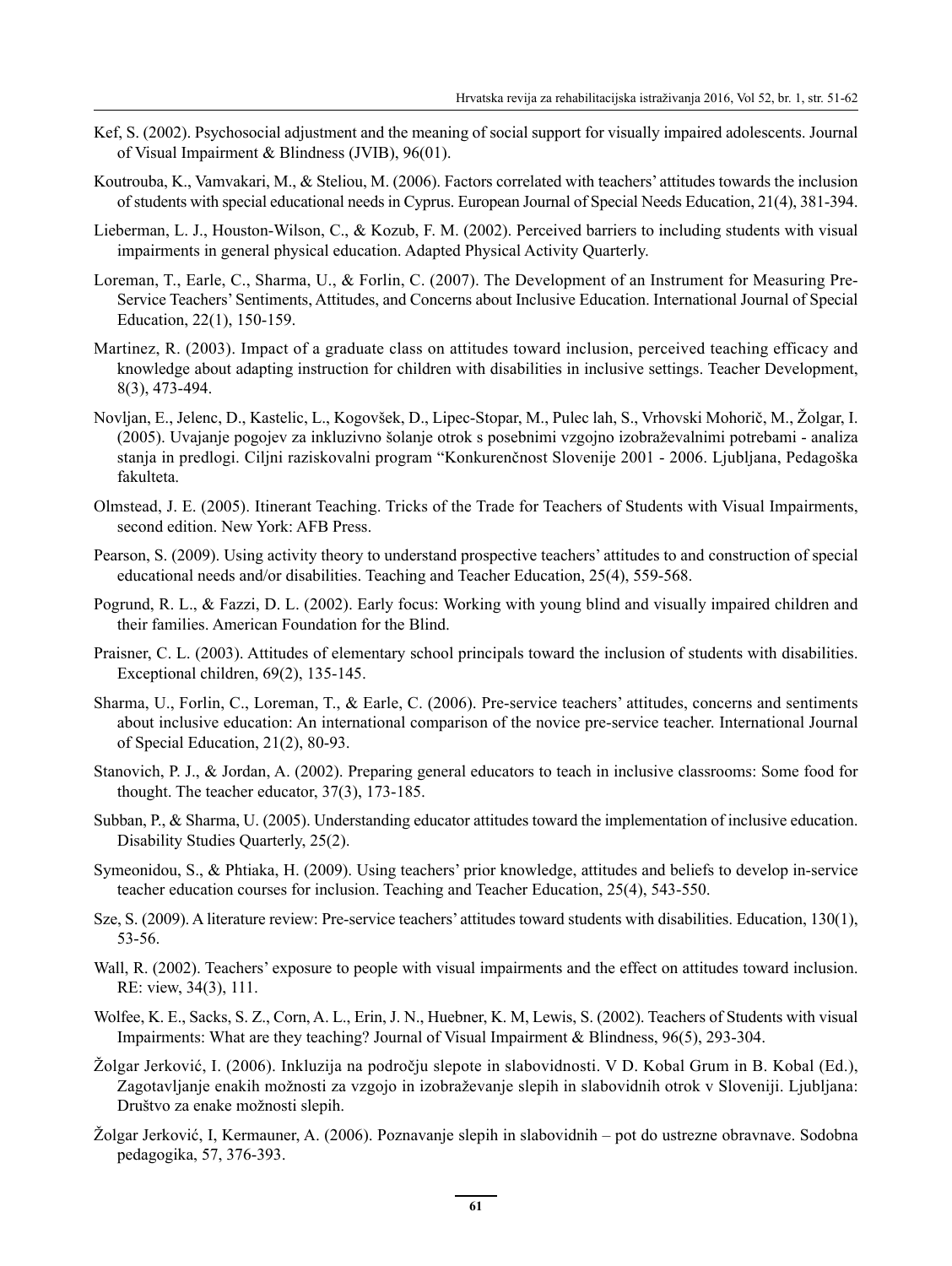Kef, S. (2002). Psychosocial adjustment and the meaning of social support for visually impaired adolescents. Journal of Visual Impairment & Blindness (JVIB), 96(01).

Koutrouba, K., Vamvakari, M., & Steliou, M. (2006). Factors correlated with teachers' attitudes towards the inclusion of students with special educational needs in Cyprus. European Journal of Special Needs Education, 21(4), 381-394.

Lieberman, L. J., Houston-Wilson, C., & Kozub, F. M. (2002). Perceived barriers to including students with visual impairments in general physical education. Adapted Physical Activity Quarterly.

Loreman, T., Earle, C., Sharma, U., & Forlin, C. (2007). The Development of an Instrument for Measuring Pre-Service Teachers' Sentiments, Attitudes, and Concerns about Inclusive Education. International Journal of Special Education, 22(1), 150-159.

Martinez, R. (2003). Impact of a graduate class on attitudes toward inclusion, perceived teaching efficacy and knowledge about adapting instruction for children with disabilities in inclusive settings. Teacher Development, 8(3), 473-494.

Novljan, E., Jelenc, D., Kastelic, L., Kogovšek, D., Lipec-Stopar, M., Pulec lah, S., Vrhovski Mohorič, M., Žolgar, I. (2005). Uvajanje pogojev za inkluzivno šolanje otrok s posebnimi vzgojno izobraževalnimi potrebami - analiza stanja in predlogi. Ciljni raziskovalni program "Konkurenčnost Slovenije 2001 - 2006. Ljubljana, Pedagoška fakulteta.

Olmstead, J. E. (2005). Itinerant Teaching. Tricks of the Trade for Teachers of Students with Visual Impairments, second edition. New York: AFB Press.

Pearson, S. (2009). Using activity theory to understand prospective teachers' attitudes to and construction of special educational needs and/or disabilities. Teaching and Teacher Education, 25(4), 559-568.

Pogrund, R. L., & Fazzi, D. L. (2002). Early focus: Working with young blind and visually impaired children and their families. American Foundation for the Blind.

Praisner, C. L. (2003). Attitudes of elementary school principals toward the inclusion of students with disabilities. Exceptional children, 69(2), 135-145.

Sharma, U., Forlin, C., Loreman, T., & Earle, C. (2006). Pre-service teachers' attitudes, concerns and sentiments about inclusive education: An international comparison of the novice pre-service teacher. International Journal of Special Education, 21(2), 80-93.

Stanovich, P. J., & Jordan, A. (2002). Preparing general educators to teach in inclusive classrooms: Some food for thought. The teacher educator, 37(3), 173-185.

Subban, P., & Sharma, U. (2005). Understanding educator attitudes toward the implementation of inclusive education. Disability Studies Quarterly, 25(2).

Symeonidou, S., & Phtiaka, H. (2009). Using teachers' prior knowledge, attitudes and beliefs to develop in-service teacher education courses for inclusion. Teaching and Teacher Education, 25(4), 543-550.

Sze, S. (2009). A literature review: Pre-service teachers' attitudes toward students with disabilities. Education, 130(1), 53-56.

Wall, R. (2002). Teachers' exposure to people with visual impairments and the effect on attitudes toward inclusion. RE: view, 34(3), 111.

Wolfee, K. E., Sacks, S. Z., Corn, A. L., Erin, J. N., Huebner, K. M, Lewis, S. (2002). Teachers of Students with visual Impairments: What are they teaching? Journal of Visual Impairment & Blindness, 96(5), 293-304.

Žolgar Jerković, I. (2006). Inkluzija na področju slepote in slabovidnosti. V D. Kobal Grum in B. Kobal (Ed.), Zagotavljanje enakih možnosti za vzgojo in izobraževanje slepih in slabovidnih otrok v Sloveniji. Ljubljana: Društvo za enake možnosti slepih.

Žolgar Jerković, I, Kermauner, A. (2006). Poznavanje slepih in slabovidnih – pot do ustrezne obravnave. Sodobna pedagogika, 57, 376-393.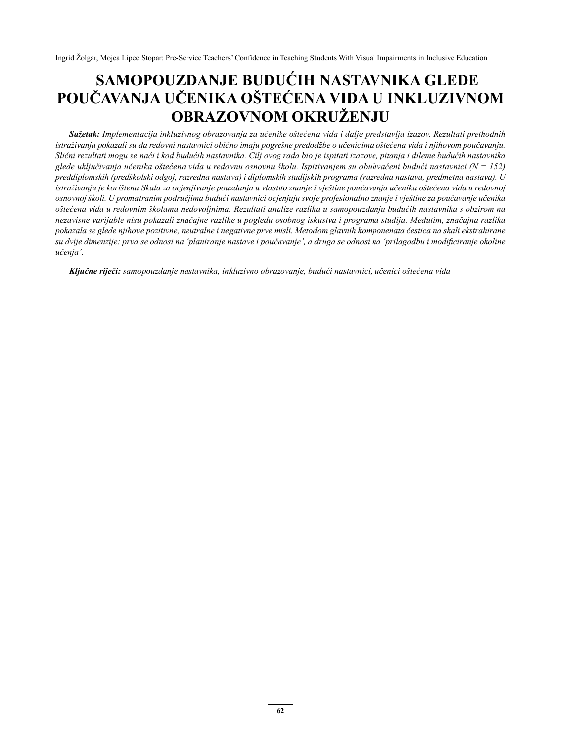# SAMOPOUZDANJE BUDUĆIH NASTAVNIKA GLEDE POUČAVANJA UČENIKA OŠTEĆENA VIDA U INKLUZIVNOM OBRAZOVNOM OKRUŽENJU

***Sažetak:*** *Implementacija inkluzivnog obrazovanja za učenike oštećena vida i dalje predstavlja izazov. Rezultati prethodnih istraživanja pokazali su da redovni nastavnici obično imaju pogrešne predodžbe o učenicima oštećena vida i njihovom poučavanju. Slični rezultati mogu se naći i kod budućih nastavnika. Cilj ovog rada bio je ispitati izazove, pitanja i dileme budućih nastavnika glede uključivanja učenika oštećena vida u redovnu osnovnu školu. Ispitivanjem su obuhvaćeni budući nastavnici (N = 152) preddiplomskih (predškolski odgoj, razredna nastava) i diplomskih studijskih programa (razredna nastava, predmetna nastava). U istraživanju je korištena Skala za ocjenjivanje pouzdanja u vlastito znanje i vještine poučavanja učenika oštećena vida u redovnoj osnovnoj školi. U promatranim područjima budući nastavnici ocjenjuju svoje profesionalno znanje i vještine za poučavanje učenika oštećena vida u redovnim školama nedovoljnima. Rezultati analize razlika u samopouzdanju budućih nastavnika s obzirom na nezavisne varijable nisu pokazali značajne razlike u pogledu osobnog iskustva i programa studija. Međutim, značajna razlika pokazala se glede njihove pozitivne, neutralne i negativne prve misli. Metodom glavnih komponenata čestica na skali ekstrahirane su dvije dimenzije: prva se odnosi na 'planiranje nastave i poučavanje', a druga se odnosi na 'prilagodbu i modificiranje okoline učenja'.*

***Ključne riječi:*** *samopouzdanje nastavnika, inkluzivno obrazovanje, budući nastavnici, učenici oštećena vida*